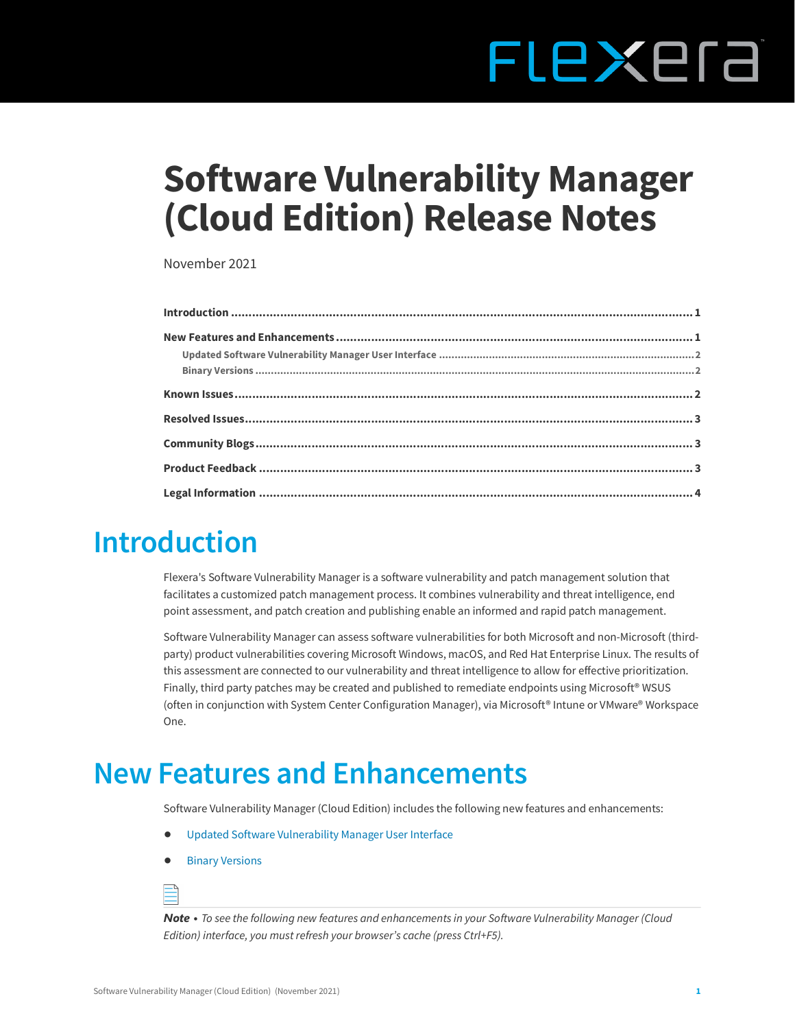# Software Vulnerability Manager (Cloud Edition) Release Notes

November 2021

- **Introduction** ..... 1
- **New Features and Enhancements** ..... 1
  - Updated Software Vulnerability Manager User Interface ..... 2
  - Binary Versions ..... 2
- **Known Issues** ..... 2
- **Resolved Issues** ..... 3
- **Community Blogs** ..... 3
- **Product Feedback** ..... 3
- **Legal Information** ..... 4

## Introduction

Flexera's Software Vulnerability Manager is a software vulnerability and patch management solution that facilitates a customized patch management process. It combines vulnerability and threat intelligence, end point assessment, and patch creation and publishing enable an informed and rapid patch management.

Software Vulnerability Manager can assess software vulnerabilities for both Microsoft and non-Microsoft (third-party) product vulnerabilities covering Microsoft Windows, macOS, and Red Hat Enterprise Linux. The results of this assessment are connected to our vulnerability and threat intelligence to allow for effective prioritization. Finally, third party patches may be created and published to remediate endpoints using Microsoft® WSUS (often in conjunction with System Center Configuration Manager), via Microsoft® Intune or VMware® Workspace One.

## New Features and Enhancements

Software Vulnerability Manager (Cloud Edition) includes the following new features and enhancements:

- Updated Software Vulnerability Manager User Interface
- Binary Versions

***Note •** To see the following new features and enhancements in your Software Vulnerability Manager (Cloud Edition) interface, you must refresh your browser's cache (press Ctrl+F5).*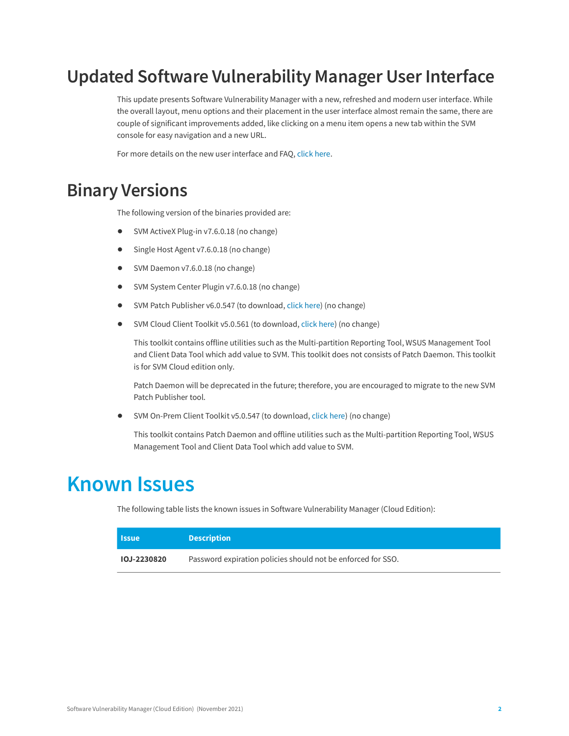# Updated Software Vulnerability Manager User Interface

This update presents Software Vulnerability Manager with a new, refreshed and modern user interface. While the overall layout, menu options and their placement in the user interface almost remain the same, there are couple of significant improvements added, like clicking on a menu item opens a new tab within the SVM console for easy navigation and a new URL.

For more details on the new user interface and FAQ, click here.

# Binary Versions

The following version of the binaries provided are:

- SVM ActiveX Plug-in v7.6.0.18 (no change)
- Single Host Agent v7.6.0.18 (no change)
- SVM Daemon v7.6.0.18 (no change)
- SVM System Center Plugin v7.6.0.18 (no change)
- SVM Patch Publisher v6.0.547 (to download, click here) (no change)
- SVM Cloud Client Toolkit v5.0.561 (to download, click here) (no change)

  This toolkit contains offline utilities such as the Multi-partition Reporting Tool, WSUS Management Tool and Client Data Tool which add value to SVM. This toolkit does not consists of Patch Daemon. This toolkit is for SVM Cloud edition only.

  Patch Daemon will be deprecated in the future; therefore, you are encouraged to migrate to the new SVM Patch Publisher tool.

- SVM On-Prem Client Toolkit v5.0.547 (to download, click here) (no change)

  This toolkit contains Patch Daemon and offline utilities such as the Multi-partition Reporting Tool, WSUS Management Tool and Client Data Tool which add value to SVM.

# Known Issues

The following table lists the known issues in Software Vulnerability Manager (Cloud Edition):

| Issue | Description |
| --- | --- |
| **IOJ-2230820** | Password expiration policies should not be enforced for SSO. |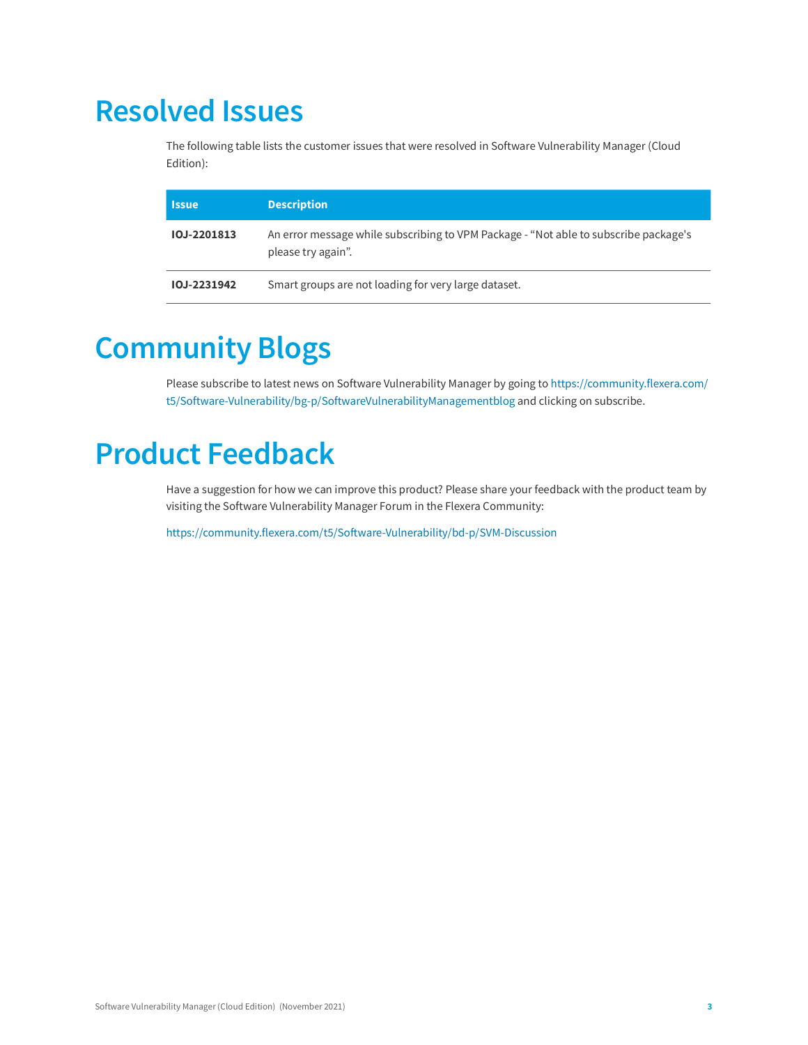# Resolved Issues

The following table lists the customer issues that were resolved in Software Vulnerability Manager (Cloud Edition):

| Issue | Description |
| --- | --- |
| **IOJ-2201813** | An error message while subscribing to VPM Package - “Not able to subscribe package's please try again”. |
| **IOJ-2231942** | Smart groups are not loading for very large dataset. |

# Community Blogs

Please subscribe to latest news on Software Vulnerability Manager by going to https://community.flexera.com/t5/Software-Vulnerability/bg-p/SoftwareVulnerabilityManagementblog and clicking on subscribe.

# Product Feedback

Have a suggestion for how we can improve this product? Please share your feedback with the product team by visiting the Software Vulnerability Manager Forum in the Flexera Community:

https://community.flexera.com/t5/Software-Vulnerability/bd-p/SVM-Discussion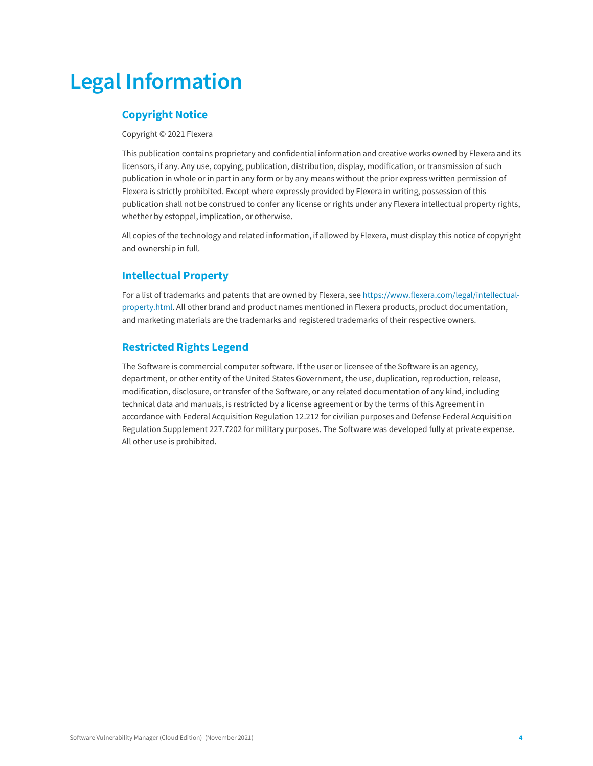# Legal Information

## Copyright Notice

Copyright © 2021 Flexera

This publication contains proprietary and confidential information and creative works owned by Flexera and its licensors, if any. Any use, copying, publication, distribution, display, modification, or transmission of such publication in whole or in part in any form or by any means without the prior express written permission of Flexera is strictly prohibited. Except where expressly provided by Flexera in writing, possession of this publication shall not be construed to confer any license or rights under any Flexera intellectual property rights, whether by estoppel, implication, or otherwise.

All copies of the technology and related information, if allowed by Flexera, must display this notice of copyright and ownership in full.

## Intellectual Property

For a list of trademarks and patents that are owned by Flexera, see https://www.flexera.com/legal/intellectual-property.html. All other brand and product names mentioned in Flexera products, product documentation, and marketing materials are the trademarks and registered trademarks of their respective owners.

## Restricted Rights Legend

The Software is commercial computer software. If the user or licensee of the Software is an agency, department, or other entity of the United States Government, the use, duplication, reproduction, release, modification, disclosure, or transfer of the Software, or any related documentation of any kind, including technical data and manuals, is restricted by a license agreement or by the terms of this Agreement in accordance with Federal Acquisition Regulation 12.212 for civilian purposes and Defense Federal Acquisition Regulation Supplement 227.7202 for military purposes. The Software was developed fully at private expense. All other use is prohibited.